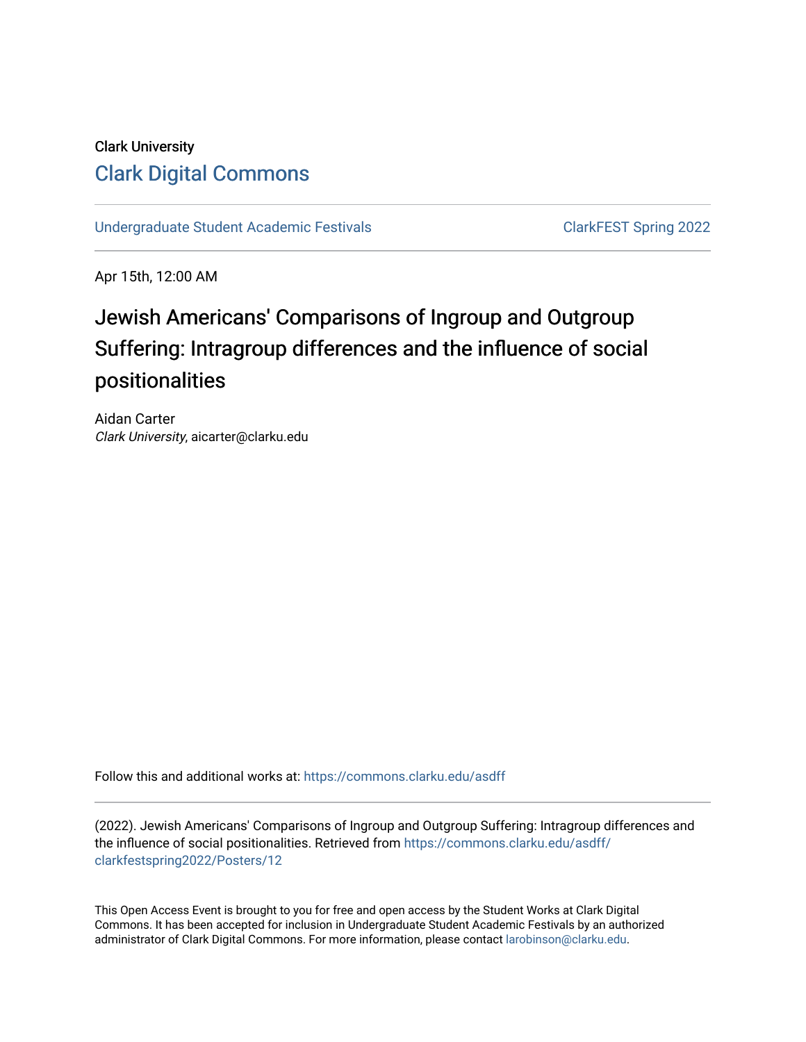Clark University

# Clark Digital Commons

Undergraduate Student Academic Festivals

ClarkFEST Spring 2022

Apr 15th, 12:00 AM

# Jewish Americans' Comparisons of Ingroup and Outgroup Suffering: Intragroup differences and the influence of social positionalities

Aidan Carter

*Clark University*, aicarter@clarku.edu

Follow this and additional works at: https://commons.clarku.edu/asdff

(2022). Jewish Americans' Comparisons of Ingroup and Outgroup Suffering: Intragroup differences and the influence of social positionalities. Retrieved from https://commons.clarku.edu/asdff/clarkfestspring2022/Posters/12

This Open Access Event is brought to you for free and open access by the Student Works at Clark Digital Commons. It has been accepted for inclusion in Undergraduate Student Academic Festivals by an authorized administrator of Clark Digital Commons. For more information, please contact larobinson@clarku.edu.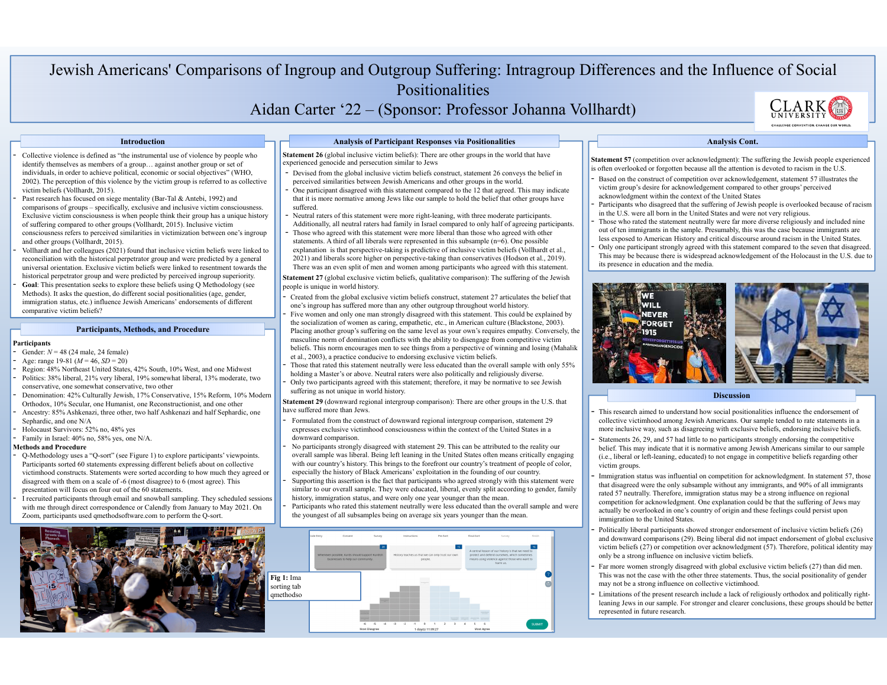# Jewish Americans' Comparisons of Ingroup and Outgroup Suffering: Intragroup Differences and the Influence of Social Positionalities

Aidan Carter '22 – (Sponsor: Professor Johanna Vollhardt)

## Introduction

- Collective violence is defined as "the instrumental use of violence by people who identify themselves as members of a group… against another group or set of individuals, in order to achieve political, economic or social objectives" (WHO, 2002). The perception of this violence by the victim group is referred to as collective victim beliefs (Vollhardt, 2015).
- Past research has focused on siege mentality (Bar-Tal & Antebi, 1992) and comparisons of groups – specifically, exclusive and inclusive victim consciousness. Exclusive victim consciousness is when people think their group has a unique history of suffering compared to other groups (Vollhardt, 2015). Inclusive victim consciousness refers to perceived similarities in victimization between one's ingroup and other groups (Vollhardt, 2015).
- Vollhardt and her colleagues (2021) found that inclusive victim beliefs were linked to reconciliation with the historical perpetrator group and were predicted by a general universal orientation. Exclusive victim beliefs were linked to resentment towards the historical perpetrator group and were predicted by perceived ingroup superiority.
- **Goal**: This presentation seeks to explore these beliefs using Q Methodology (see Methods). It asks the question, do different social positionalities (age, gender, immigration status, etc.) influence Jewish Americans' endorsements of different comparative victim beliefs?

## Participants, Methods, and Procedure

**Participants**

- Gender: *N* = 48 (24 male, 24 female)
- Age: range 19-81 (*M* = 46, *SD* = 20)
- Region: 48% Northeast United States, 42% South, 10% West, and one Midwest
- Politics: 38% liberal, 21% very liberal, 19% somewhat liberal, 13% moderate, two conservative, one somewhat conservative, two other
- Denomination: 42% Culturally Jewish, 17% Conservative, 15% Reform, 10% Modern Orthodox, 10% Secular, one Humanist, one Reconstructionist, and one other
- Ancestry: 85% Ashkenazi, three other, two half Ashkenazi and half Sephardic, one Sephardic, and one N/A
- Holocaust Survivors: 52% no, 48% yes
- Family in Israel: 40% no, 58% yes, one N/A.

**Methods and Procedure**

- Q-Methodology uses a "Q-sort" (see Figure 1) to explore participants' viewpoints. Participants sorted 60 statements expressing different beliefs about on collective victimhood constructs. Statements were sorted according to how much they agreed or disagreed with them on a scale of -6 (most disagree) to 6 (most agree). This presentation will focus on four out of the 60 statements.
- I recruited participants through email and snowball sampling. They scheduled sessions with me through direct correspondence or Calendly from January to May 2021. On Zoom, participants used qmethodsoftware.com to perform the Q-sort.

## Analysis of Participant Responses via Positionalities

**Statement 26** (global inclusive victim beliefs): There are other groups in the world that have experienced genocide and persecution similar to Jews

- Devised from the global inclusive victim beliefs construct, statement 26 conveys the belief in perceived similarities between Jewish Americans and other groups in the world.
- One participant disagreed with this statement compared to the 12 that agreed. This may indicate that it is more normative among Jews like our sample to hold the belief that other groups have suffered.
- Neutral raters of this statement were more right-leaning, with three moderate participants. Additionally, all neutral raters had family in Israel compared to only half of agreeing participants.
- Those who agreed with this statement were more liberal than those who agreed with other statements. A third of all liberals were represented in this subsample (n=6). One possible explanation is that perspective-taking is predictive of inclusive victim beliefs (Vollhardt et al., 2021) and liberals score higher on perspective-taking than conservatives (Hodson et al., 2019). There was an even split of men and women among participants who agreed with this statement.

**Statement 27** (global exclusive victim beliefs, qualitative comparison): The suffering of the Jewish people is unique in world history.

- Created from the global exclusive victim beliefs construct, statement 27 articulates the belief that one's ingroup has suffered more than any other outgroup throughout world history.
- Five women and only one man strongly disagreed with this statement. This could be explained by the socialization of women as caring, empathetic, etc., in American culture (Blackstone, 2003). Placing another group's suffering on the same level as your own's requires empathy. Conversely, the masculine norm of domination conflicts with the ability to disengage from competitive victim beliefs. This norm encourages men to see things from a perspective of winning and losing (Mahalik et al., 2003), a practice conducive to endorsing exclusive victim beliefs.
- Those that rated this statement neutrally were less educated than the overall sample with only 55% holding a Master's or above. Neutral raters were also politically and religiously diverse.
- Only two participants agreed with this statement; therefore, it may be normative to see Jewish suffering as not unique in world history.

**Statement 29** (downward regional intergroup comparison): There are other groups in the U.S. that have suffered more than Jews.

- Formulated from the construct of downward regional intergroup comparison, statement 29 expresses exclusive victimhood consciousness within the context of the United States in a downward comparison.
- No participants strongly disagreed with statement 29. This can be attributed to the reality our overall sample was liberal. Being left leaning in the United States often means critically engaging with our country's history. This brings to the forefront our country's treatment of people of color, especially the history of Black Americans' exploitation in the founding of our country.
- Supporting this assertion is the fact that participants who agreed strongly with this statement were similar to our overall sample. They were educated, liberal, evenly split according to gender, family history, immigration status, and were only one year younger than the mean.
- Participants who rated this statement neutrally were less educated than the overall sample and were the youngest of all subsamples being on average six years younger than the mean.

Fig 1: Ima sorting tab qmethodso

## Analysis Cont.

**Statement 57** (competition over acknowledgment): The suffering the Jewish people experienced is often overlooked or forgotten because all the attention is devoted to racism in the U.S.

- Based on the construct of competition over acknowledgement, statement 57 illustrates the victim group's desire for acknowledgement compared to other groups' perceived acknowledgment within the context of the United States
- Participants who disagreed that the suffering of Jewish people is overlooked because of racism in the U.S. were all born in the United States and were not very religious.
- Those who rated the statement neutrally were far more diverse religiously and included nine out of ten immigrants in the sample. Presumably, this was the case because immigrants are less exposed to American History and critical discourse around racism in the United States.
- Only one participant strongly agreed with this statement compared to the seven that disagreed. This may be because there is widespread acknowledgement of the Holocaust in the U.S. due to its presence in education and the media.

## Discussion

- This research aimed to understand how social positionalities influence the endorsement of collective victimhood among Jewish Americans. Our sample tended to rate statements in a more inclusive way, such as disagreeing with exclusive beliefs, endorsing inclusive beliefs.
- Statements 26, 29, and 57 had little to no participants strongly endorsing the competitive belief. This may indicate that it is normative among Jewish Americans similar to our sample (i.e., liberal or left-leaning, educated) to not engage in competitive beliefs regarding other victim groups.
- Immigration status was influential on competition for acknowledgment. In statement 57, those that disagreed were the only subsample without any immigrants, and 90% of all immigrants rated 57 neutrally. Therefore, immigration status may be a strong influence on regional competition for acknowledgment. One explanation could be that the suffering of Jews may actually be overlooked in one's country of origin and these feelings could persist upon immigration to the United States.
- Politically liberal participants showed stronger endorsement of inclusive victim beliefs (26) and downward comparisons (29). Being liberal did not impact endorsement of global exclusive victim beliefs (27) or competition over acknowledgment (57). Therefore, political identity may only be a strong influence on inclusive victim beliefs.
- Far more women strongly disagreed with global exclusive victim beliefs (27) than did men. This was not the case with the other three statements. Thus, the social positionality of gender may not be a strong influence on collective victimhood.
- Limitations of the present research include a lack of religiously orthodox and politically right-leaning Jews in our sample. For stronger and clearer conclusions, these groups should be better represented in future research.